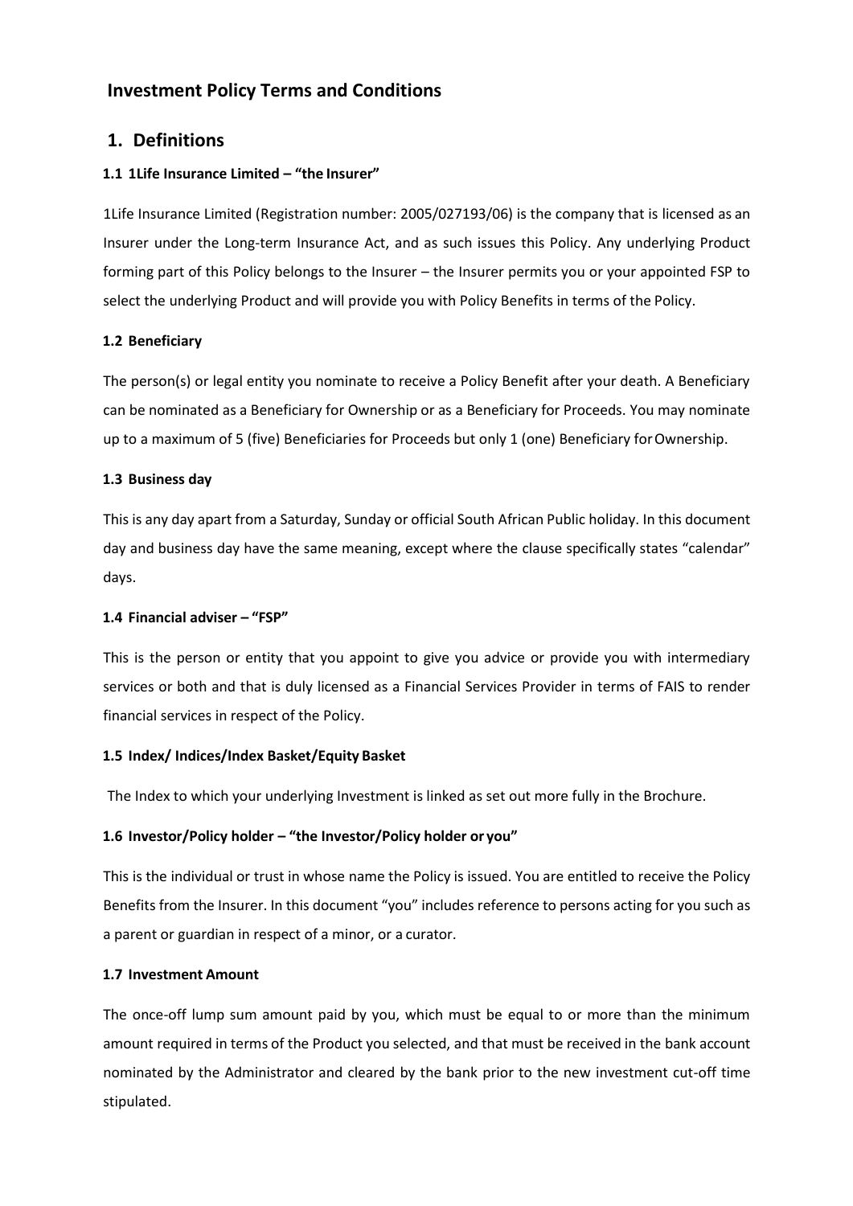# Investment Policy Terms and Conditions

## 1. Definitions

### 1.1 1Life Insurance Limited – "the Insurer"

1Life Insurance Limited (Registration number: 2005/027193/06) is the company that is licensed as an Insurer under the Long-term Insurance Act, and as such issues this Policy. Any underlying Product forming part of this Policy belongs to the Insurer – the Insurer permits you or your appointed FSP to select the underlying Product and will provide you with Policy Benefits in terms of the Policy.

### 1.2 Beneficiary

The person(s) or legal entity you nominate to receive a Policy Benefit after your death. A Beneficiary can be nominated as a Beneficiary for Ownership or as a Beneficiary for Proceeds. You may nominate up to a maximum of 5 (five) Beneficiaries for Proceeds but only 1 (one) Beneficiary for Ownership.

### 1.3 Business day

This is any day apart from a Saturday, Sunday or official South African Public holiday. In this document day and business day have the same meaning, except where the clause specifically states "calendar" days.

### 1.4 Financial adviser – "FSP"

This is the person or entity that you appoint to give you advice or provide you with intermediary services or both and that is duly licensed as a Financial Services Provider in terms of FAIS to render financial services in respect of the Policy.

### 1.5 Index/ Indices/Index Basket/Equity Basket

The Index to which your underlying Investment is linked as set out more fully in the Brochure.

### 1.6 Investor/Policy holder – "the Investor/Policy holder or you"

This is the individual or trust in whose name the Policy is issued. You are entitled to receive the Policy Benefits from the Insurer. In this document "you" includes reference to persons acting for you such as a parent or guardian in respect of a minor, or a curator.

### 1.7 Investment Amount

The once-off lump sum amount paid by you, which must be equal to or more than the minimum amount required in terms of the Product you selected, and that must be received in the bank account nominated by the Administrator and cleared by the bank prior to the new investment cut-off time stipulated.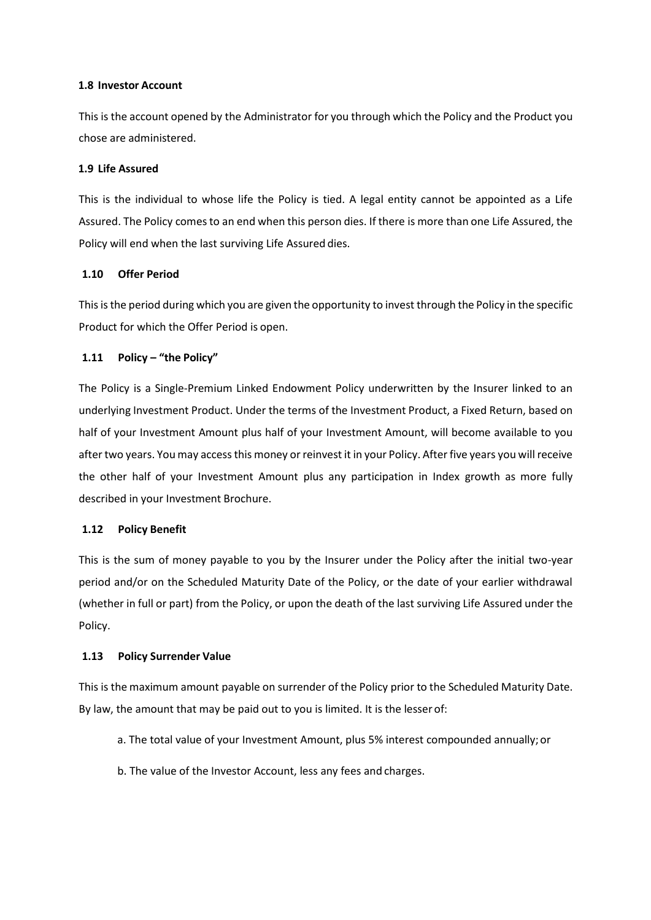#### 1.8 Investor Account

This is the account opened by the Administrator for you through which the Policy and the Product you chose are administered.

#### 1.9 Life Assured

This is the individual to whose life the Policy is tied. A legal entity cannot be appointed as a Life Assured. The Policy comes to an end when this person dies. If there is more than one Life Assured, the Policy will end when the last surviving Life Assured dies.

#### 1.10 Offer Period

This is the period during which you are given the opportunity to invest through the Policy in the specific Product for which the Offer Period is open.

#### 1.11 Policy – "the Policy"

The Policy is a Single-Premium Linked Endowment Policy underwritten by the Insurer linked to an underlying Investment Product. Under the terms of the Investment Product, a Fixed Return, based on half of your Investment Amount plus half of your Investment Amount, will become available to you after two years. You may access this money or reinvest it in your Policy. After five years you will receive the other half of your Investment Amount plus any participation in Index growth as more fully described in your Investment Brochure.

#### 1.12 Policy Benefit

This is the sum of money payable to you by the Insurer under the Policy after the initial two-year period and/or on the Scheduled Maturity Date of the Policy, or the date of your earlier withdrawal (whether in full or part) from the Policy, or upon the death of the last surviving Life Assured under the Policy.

#### 1.13 Policy Surrender Value

This is the maximum amount payable on surrender of the Policy prior to the Scheduled Maturity Date. By law, the amount that may be paid out to you is limited. It is the lesser of:

a. The total value of your Investment Amount, plus 5% interest compounded annually; or

b. The value of the Investor Account, less any fees and charges.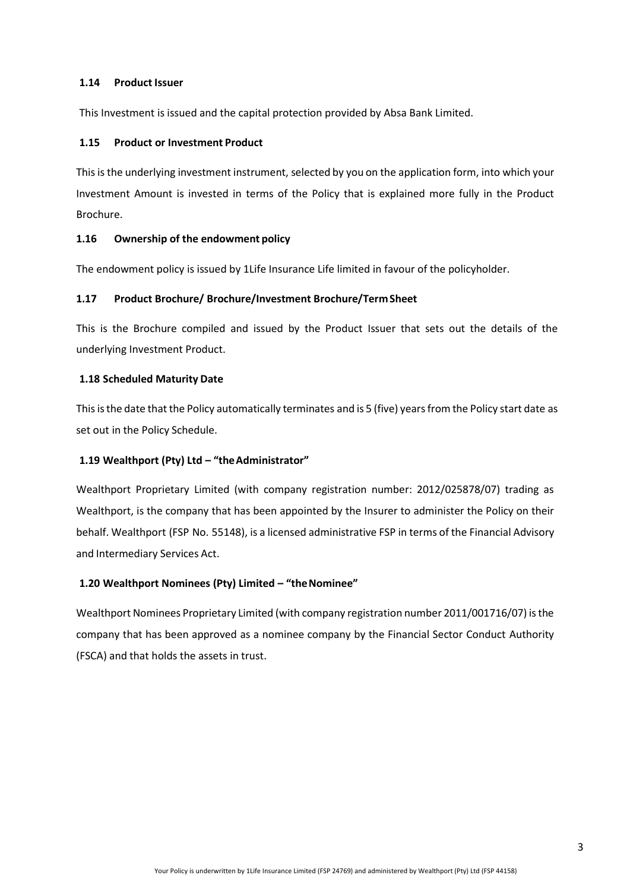### 1.14 Product Issuer

This Investment is issued and the capital protection provided by Absa Bank Limited.

### 1.15 Product or Investment Product

This is the underlying investment instrument, selected by you on the application form, into which your Investment Amount is invested in terms of the Policy that is explained more fully in the Product Brochure.

### 1.16 Ownership of the endowment policy

The endowment policy is issued by 1Life Insurance Life limited in favour of the policyholder.

### 1.17 Product Brochure/ Brochure/Investment Brochure/Term Sheet

This is the Brochure compiled and issued by the Product Issuer that sets out the details of the underlying Investment Product.

### 1.18 Scheduled Maturity Date

This is the date that the Policy automatically terminates and is 5 (five) years from the Policy start date as set out in the Policy Schedule.

### 1.19 Wealthport (Pty) Ltd – "the Administrator"

Wealthport Proprietary Limited (with company registration number: 2012/025878/07) trading as Wealthport, is the company that has been appointed by the Insurer to administer the Policy on their behalf. Wealthport (FSP No. 55148), is a licensed administrative FSP in terms of the Financial Advisory and Intermediary Services Act.

### 1.20 Wealthport Nominees (Pty) Limited – "the Nominee"

Wealthport Nominees Proprietary Limited (with company registration number 2011/001716/07) is the company that has been approved as a nominee company by the Financial Sector Conduct Authority (FSCA) and that holds the assets in trust.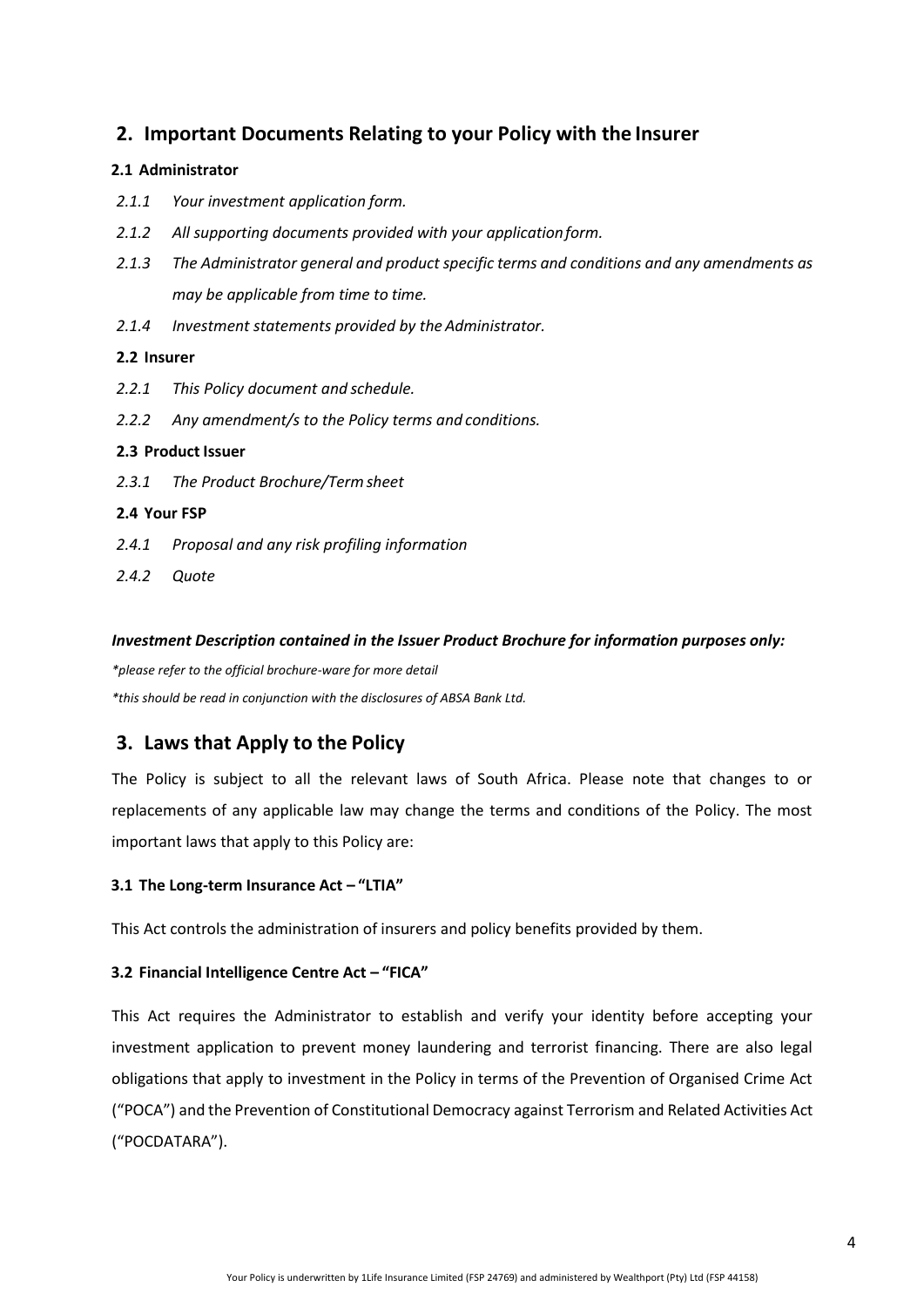## 2. Important Documents Relating to your Policy with the Insurer

### 2.1 Administrator

*2.1.1 Your investment application form.*

*2.1.2 All supporting documents provided with your application form.*

*2.1.3 The Administrator general and product specific terms and conditions and any amendments as may be applicable from time to time.*

*2.1.4 Investment statements provided by the Administrator.*

### 2.2 Insurer

*2.2.1 This Policy document and schedule.*

*2.2.2 Any amendment/s to the Policy terms and conditions.*

### 2.3 Product Issuer

*2.3.1 The Product Brochure/Term sheet*

### 2.4 Your FSP

*2.4.1 Proposal and any risk profiling information*

*2.4.2 Quote*

***Investment Description contained in the Issuer Product Brochure for information purposes only:***

*\*please refer to the official brochure-ware for more detail*

*\*this should be read in conjunction with the disclosures of ABSA Bank Ltd.*

## 3. Laws that Apply to the Policy

The Policy is subject to all the relevant laws of South Africa. Please note that changes to or replacements of any applicable law may change the terms and conditions of the Policy. The most important laws that apply to this Policy are:

### 3.1 The Long-term Insurance Act – "LTIA"

This Act controls the administration of insurers and policy benefits provided by them.

### 3.2 Financial Intelligence Centre Act – "FICA"

This Act requires the Administrator to establish and verify your identity before accepting your investment application to prevent money laundering and terrorist financing. There are also legal obligations that apply to investment in the Policy in terms of the Prevention of Organised Crime Act ("POCA") and the Prevention of Constitutional Democracy against Terrorism and Related Activities Act ("POCDATARA").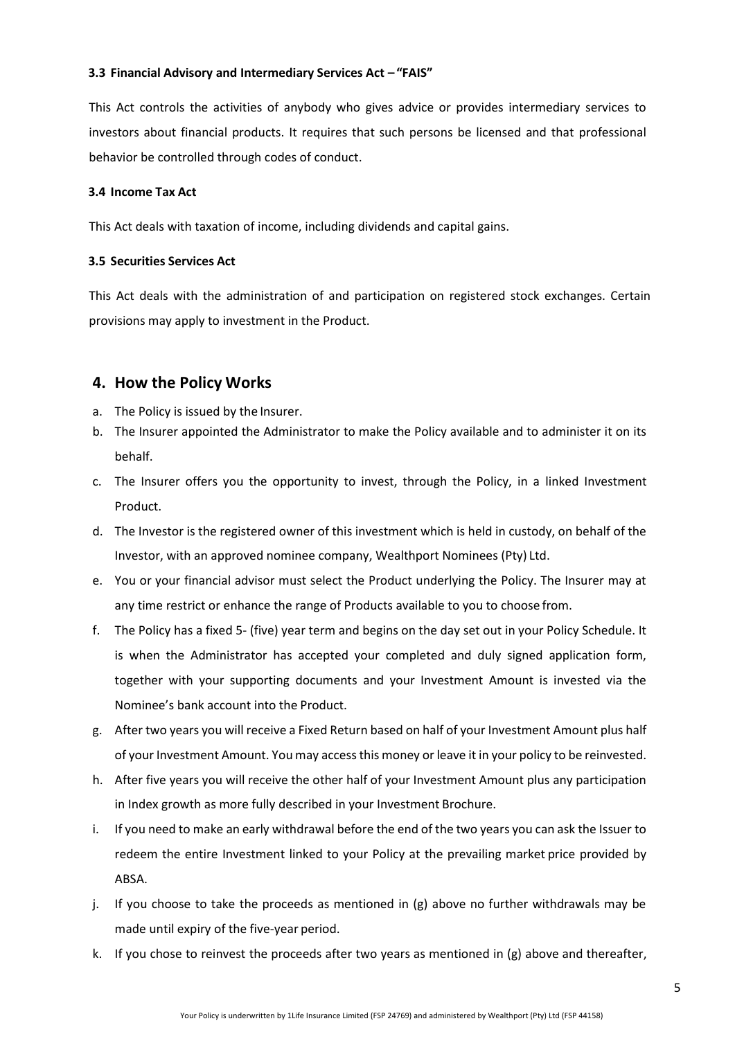### 3.3 Financial Advisory and Intermediary Services Act – "FAIS"

This Act controls the activities of anybody who gives advice or provides intermediary services to investors about financial products. It requires that such persons be licensed and that professional behavior be controlled through codes of conduct.

### 3.4 Income Tax Act

This Act deals with taxation of income, including dividends and capital gains.

### 3.5 Securities Services Act

This Act deals with the administration of and participation on registered stock exchanges. Certain provisions may apply to investment in the Product.

## 4. How the Policy Works

a. The Policy is issued by the Insurer.

b. The Insurer appointed the Administrator to make the Policy available and to administer it on its behalf.

c. The Insurer offers you the opportunity to invest, through the Policy, in a linked Investment Product.

d. The Investor is the registered owner of this investment which is held in custody, on behalf of the Investor, with an approved nominee company, Wealthport Nominees (Pty) Ltd.

e. You or your financial advisor must select the Product underlying the Policy. The Insurer may at any time restrict or enhance the range of Products available to you to choose from.

f. The Policy has a fixed 5- (five) year term and begins on the day set out in your Policy Schedule. It is when the Administrator has accepted your completed and duly signed application form, together with your supporting documents and your Investment Amount is invested via the Nominee's bank account into the Product.

g. After two years you will receive a Fixed Return based on half of your Investment Amount plus half of your Investment Amount. You may access this money or leave it in your policy to be reinvested.

h. After five years you will receive the other half of your Investment Amount plus any participation in Index growth as more fully described in your Investment Brochure.

i. If you need to make an early withdrawal before the end of the two years you can ask the Issuer to redeem the entire Investment linked to your Policy at the prevailing market price provided by ABSA.

j. If you choose to take the proceeds as mentioned in (g) above no further withdrawals may be made until expiry of the five-year period.

k. If you chose to reinvest the proceeds after two years as mentioned in (g) above and thereafter,

Your Policy is underwritten by 1Life Insurance Limited (FSP 24769) and administered by Wealthport (Pty) Ltd (FSP 44158)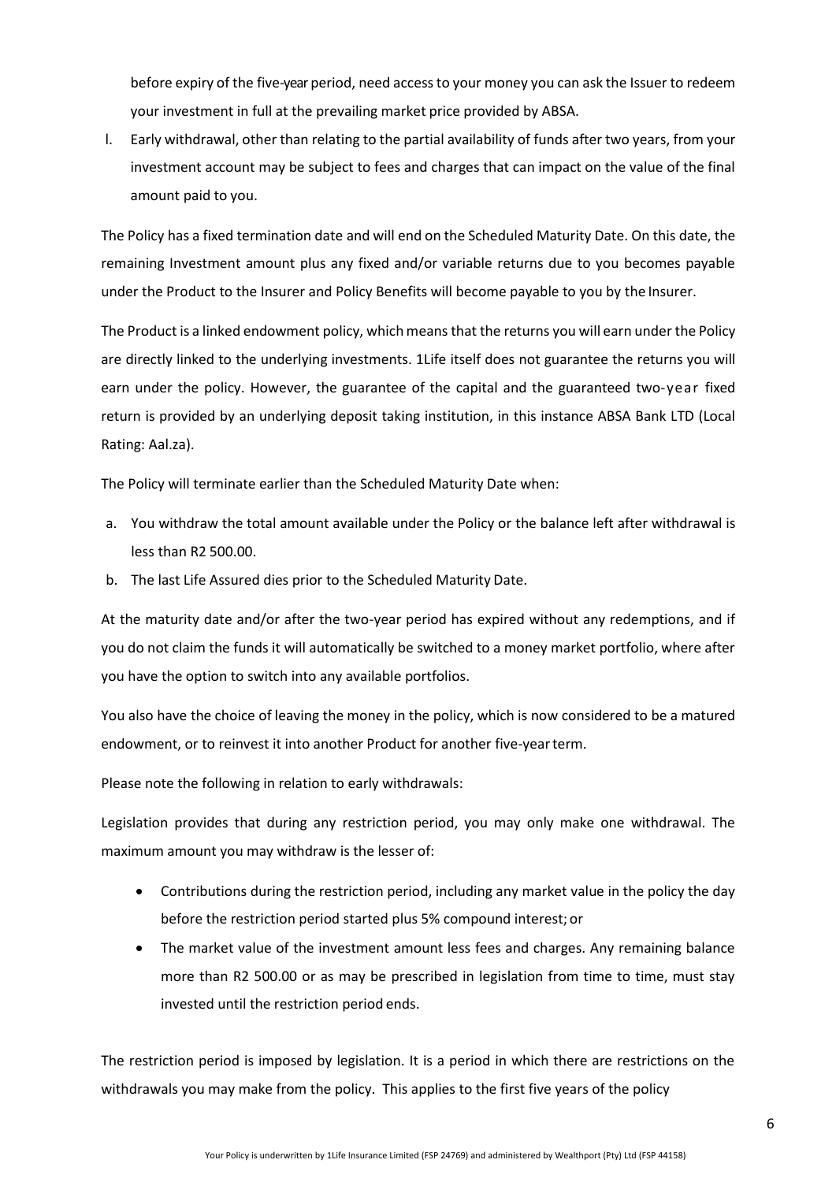before expiry of the five-year period, need access to your money you can ask the Issuer to redeem your investment in full at the prevailing market price provided by ABSA.

l. Early withdrawal, other than relating to the partial availability of funds after two years, from your investment account may be subject to fees and charges that can impact on the value of the final amount paid to you.

The Policy has a fixed termination date and will end on the Scheduled Maturity Date. On this date, the remaining Investment amount plus any fixed and/or variable returns due to you becomes payable under the Product to the Insurer and Policy Benefits will become payable to you by the Insurer.

The Product is a linked endowment policy, which means that the returns you will earn under the Policy are directly linked to the underlying investments. 1Life itself does not guarantee the returns you will earn under the policy. However, the guarantee of the capital and the guaranteed two-year fixed return is provided by an underlying deposit taking institution, in this instance ABSA Bank LTD (Local Rating: Aal.za).

The Policy will terminate earlier than the Scheduled Maturity Date when:

a. You withdraw the total amount available under the Policy or the balance left after withdrawal is less than R2 500.00.
b. The last Life Assured dies prior to the Scheduled Maturity Date.

At the maturity date and/or after the two-year period has expired without any redemptions, and if you do not claim the funds it will automatically be switched to a money market portfolio, where after you have the option to switch into any available portfolios.

You also have the choice of leaving the money in the policy, which is now considered to be a matured endowment, or to reinvest it into another Product for another five-year term.

Please note the following in relation to early withdrawals:

Legislation provides that during any restriction period, you may only make one withdrawal. The maximum amount you may withdraw is the lesser of:

- Contributions during the restriction period, including any market value in the policy the day before the restriction period started plus 5% compound interest; or
- The market value of the investment amount less fees and charges. Any remaining balance more than R2 500.00 or as may be prescribed in legislation from time to time, must stay invested until the restriction period ends.

The restriction period is imposed by legislation. It is a period in which there are restrictions on the withdrawals you may make from the policy. This applies to the first five years of the policy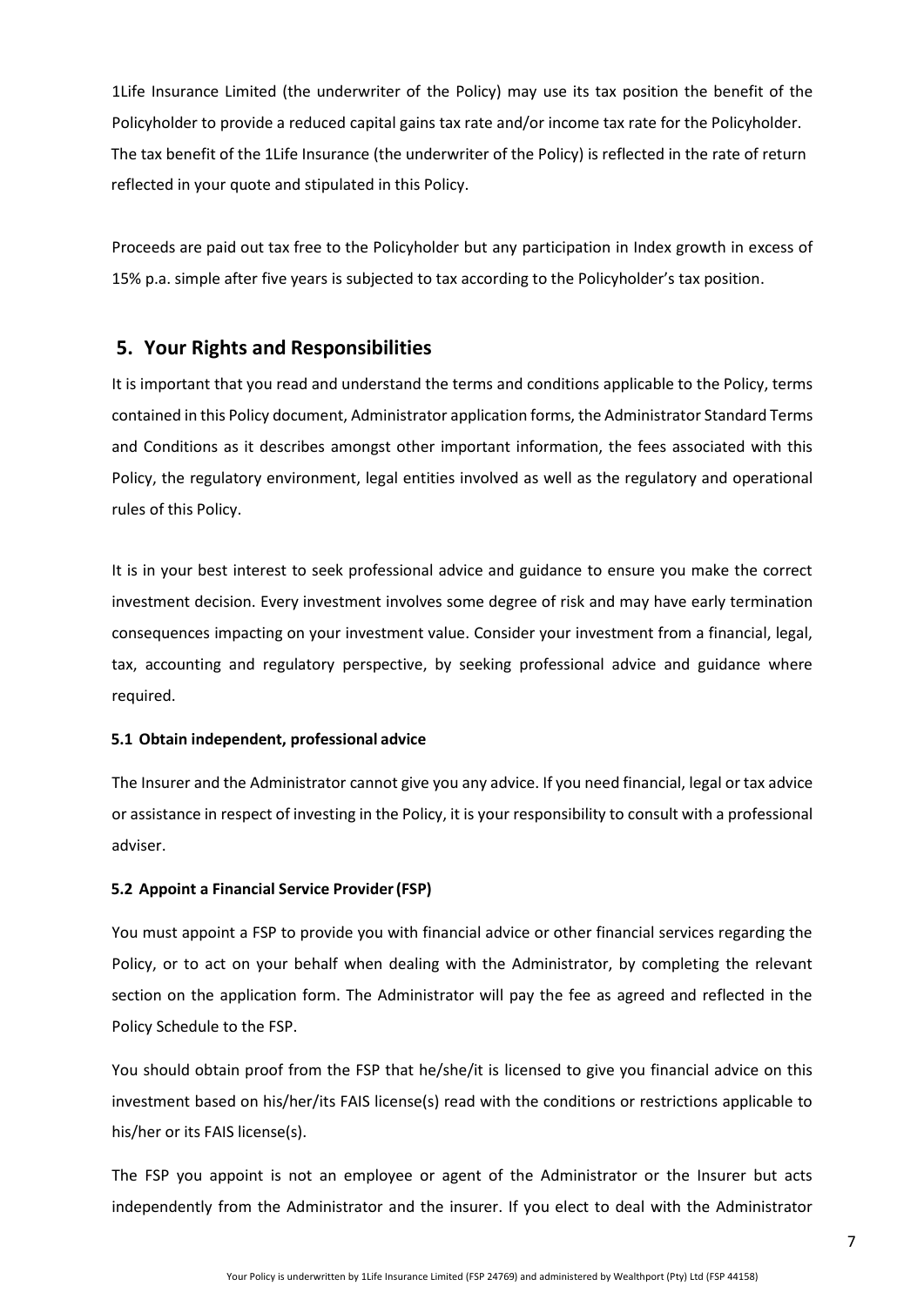1Life Insurance Limited (the underwriter of the Policy) may use its tax position the benefit of the Policyholder to provide a reduced capital gains tax rate and/or income tax rate for the Policyholder. The tax benefit of the 1Life Insurance (the underwriter of the Policy) is reflected in the rate of return reflected in your quote and stipulated in this Policy.

Proceeds are paid out tax free to the Policyholder but any participation in Index growth in excess of 15% p.a. simple after five years is subjected to tax according to the Policyholder's tax position.

## 5. Your Rights and Responsibilities

It is important that you read and understand the terms and conditions applicable to the Policy, terms contained in this Policy document, Administrator application forms, the Administrator Standard Terms and Conditions as it describes amongst other important information, the fees associated with this Policy, the regulatory environment, legal entities involved as well as the regulatory and operational rules of this Policy.

It is in your best interest to seek professional advice and guidance to ensure you make the correct investment decision. Every investment involves some degree of risk and may have early termination consequences impacting on your investment value. Consider your investment from a financial, legal, tax, accounting and regulatory perspective, by seeking professional advice and guidance where required.

### 5.1 Obtain independent, professional advice

The Insurer and the Administrator cannot give you any advice. If you need financial, legal or tax advice or assistance in respect of investing in the Policy, it is your responsibility to consult with a professional adviser.

### 5.2 Appoint a Financial Service Provider (FSP)

You must appoint a FSP to provide you with financial advice or other financial services regarding the Policy, or to act on your behalf when dealing with the Administrator, by completing the relevant section on the application form. The Administrator will pay the fee as agreed and reflected in the Policy Schedule to the FSP.

You should obtain proof from the FSP that he/she/it is licensed to give you financial advice on this investment based on his/her/its FAIS license(s) read with the conditions or restrictions applicable to his/her or its FAIS license(s).

The FSP you appoint is not an employee or agent of the Administrator or the Insurer but acts independently from the Administrator and the insurer. If you elect to deal with the Administrator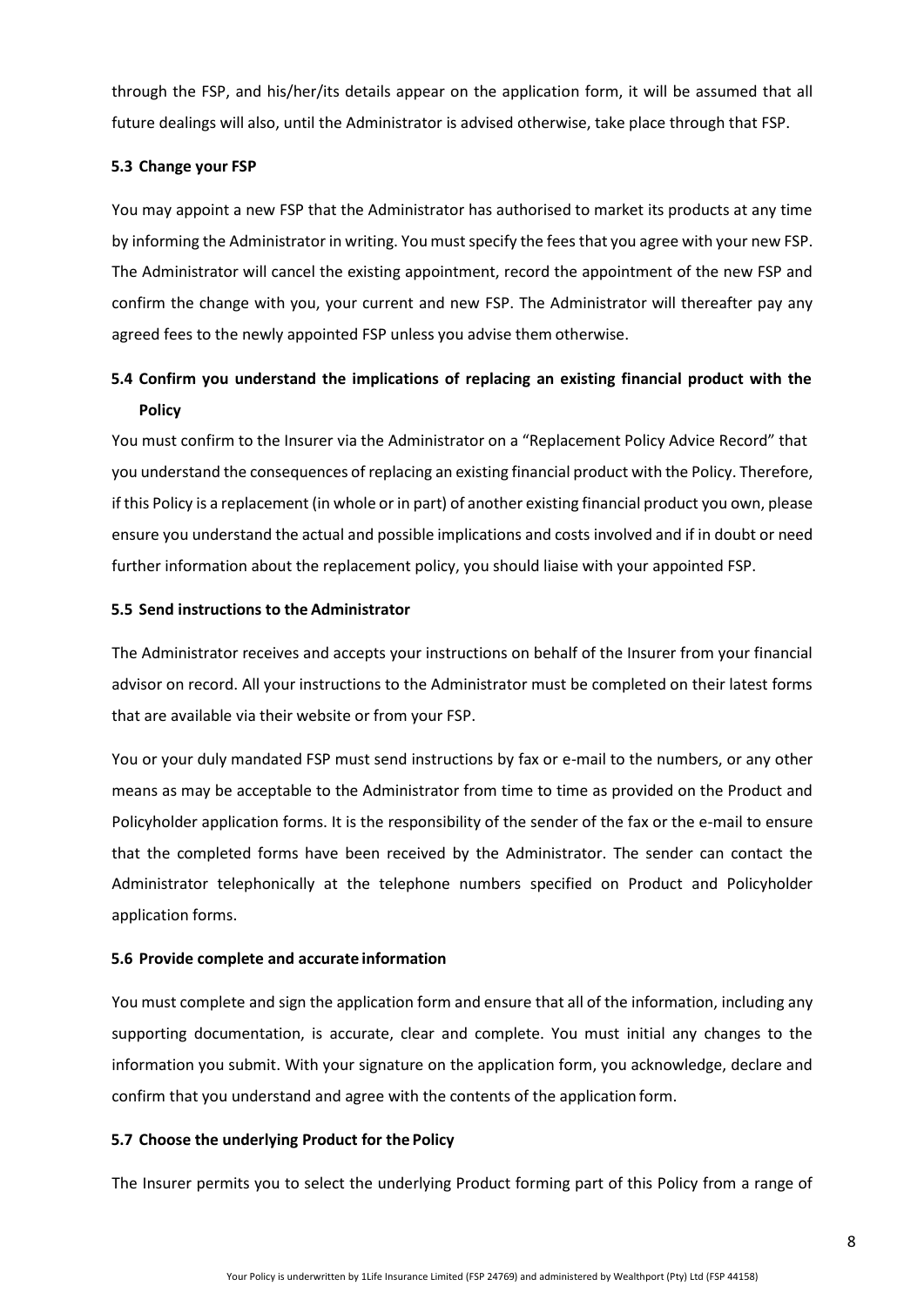through the FSP, and his/her/its details appear on the application form, it will be assumed that all future dealings will also, until the Administrator is advised otherwise, take place through that FSP.

### 5.3 Change your FSP

You may appoint a new FSP that the Administrator has authorised to market its products at any time by informing the Administrator in writing. You must specify the fees that you agree with your new FSP. The Administrator will cancel the existing appointment, record the appointment of the new FSP and confirm the change with you, your current and new FSP. The Administrator will thereafter pay any agreed fees to the newly appointed FSP unless you advise them otherwise.

### 5.4 Confirm you understand the implications of replacing an existing financial product with the Policy

You must confirm to the Insurer via the Administrator on a "Replacement Policy Advice Record" that you understand the consequences of replacing an existing financial product with the Policy. Therefore, if this Policy is a replacement (in whole or in part) of another existing financial product you own, please ensure you understand the actual and possible implications and costs involved and if in doubt or need further information about the replacement policy, you should liaise with your appointed FSP.

### 5.5 Send instructions to the Administrator

The Administrator receives and accepts your instructions on behalf of the Insurer from your financial advisor on record. All your instructions to the Administrator must be completed on their latest forms that are available via their website or from your FSP.

You or your duly mandated FSP must send instructions by fax or e-mail to the numbers, or any other means as may be acceptable to the Administrator from time to time as provided on the Product and Policyholder application forms. It is the responsibility of the sender of the fax or the e-mail to ensure that the completed forms have been received by the Administrator. The sender can contact the Administrator telephonically at the telephone numbers specified on Product and Policyholder application forms.

### 5.6 Provide complete and accurate information

You must complete and sign the application form and ensure that all of the information, including any supporting documentation, is accurate, clear and complete. You must initial any changes to the information you submit. With your signature on the application form, you acknowledge, declare and confirm that you understand and agree with the contents of the application form.

### 5.7 Choose the underlying Product for the Policy

The Insurer permits you to select the underlying Product forming part of this Policy from a range of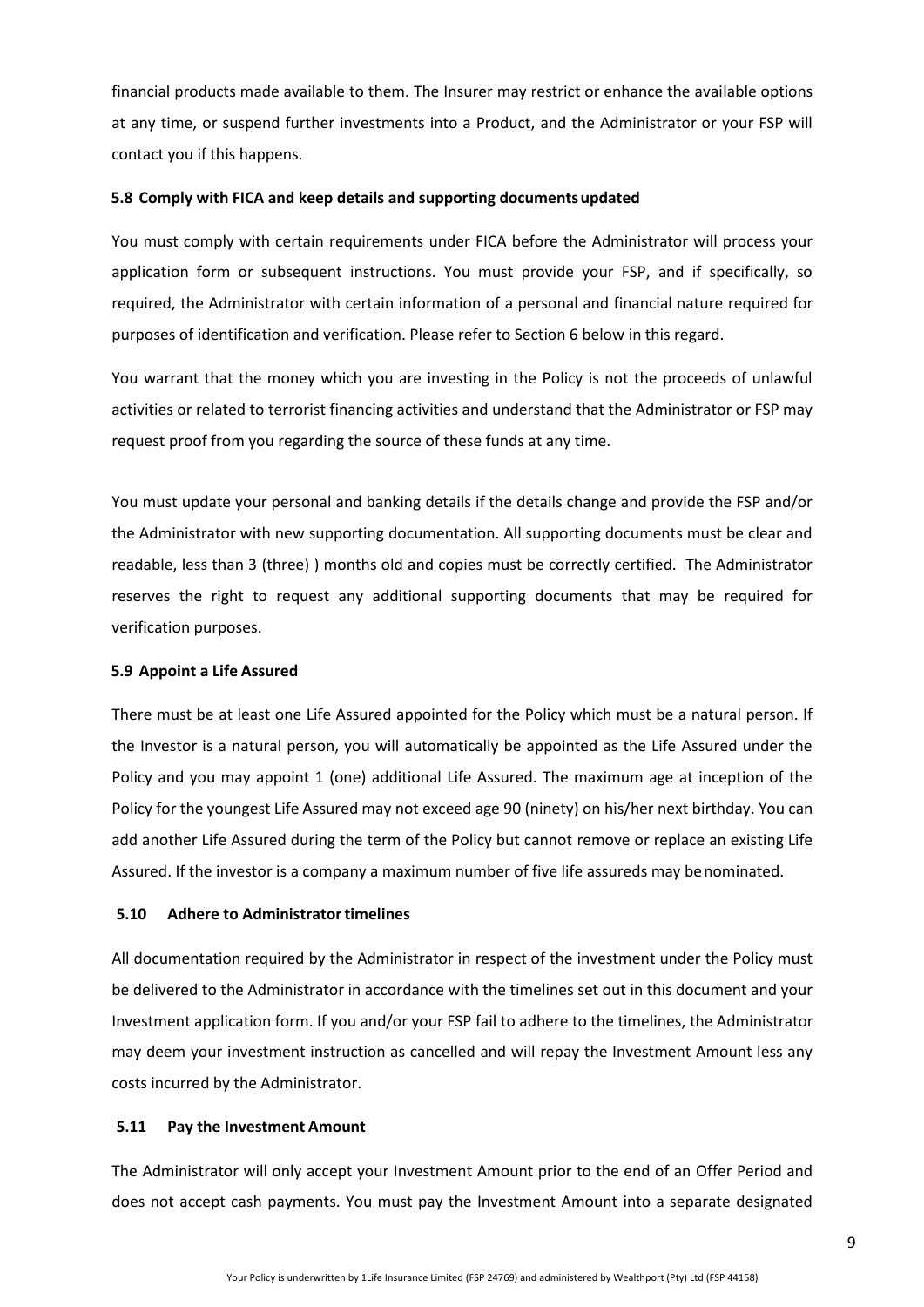financial products made available to them. The Insurer may restrict or enhance the available options at any time, or suspend further investments into a Product, and the Administrator or your FSP will contact you if this happens.

### 5.8 Comply with FICA and keep details and supporting documents updated

You must comply with certain requirements under FICA before the Administrator will process your application form or subsequent instructions. You must provide your FSP, and if specifically, so required, the Administrator with certain information of a personal and financial nature required for purposes of identification and verification. Please refer to Section 6 below in this regard.

You warrant that the money which you are investing in the Policy is not the proceeds of unlawful activities or related to terrorist financing activities and understand that the Administrator or FSP may request proof from you regarding the source of these funds at any time.

You must update your personal and banking details if the details change and provide the FSP and/or the Administrator with new supporting documentation. All supporting documents must be clear and readable, less than 3 (three) ) months old and copies must be correctly certified. The Administrator reserves the right to request any additional supporting documents that may be required for verification purposes.

### 5.9 Appoint a Life Assured

There must be at least one Life Assured appointed for the Policy which must be a natural person. If the Investor is a natural person, you will automatically be appointed as the Life Assured under the Policy and you may appoint 1 (one) additional Life Assured. The maximum age at inception of the Policy for the youngest Life Assured may not exceed age 90 (ninety) on his/her next birthday. You can add another Life Assured during the term of the Policy but cannot remove or replace an existing Life Assured. If the investor is a company a maximum number of five life assureds may be nominated.

### 5.10 Adhere to Administrator timelines

All documentation required by the Administrator in respect of the investment under the Policy must be delivered to the Administrator in accordance with the timelines set out in this document and your Investment application form. If you and/or your FSP fail to adhere to the timelines, the Administrator may deem your investment instruction as cancelled and will repay the Investment Amount less any costs incurred by the Administrator.

### 5.11 Pay the Investment Amount

The Administrator will only accept your Investment Amount prior to the end of an Offer Period and does not accept cash payments. You must pay the Investment Amount into a separate designated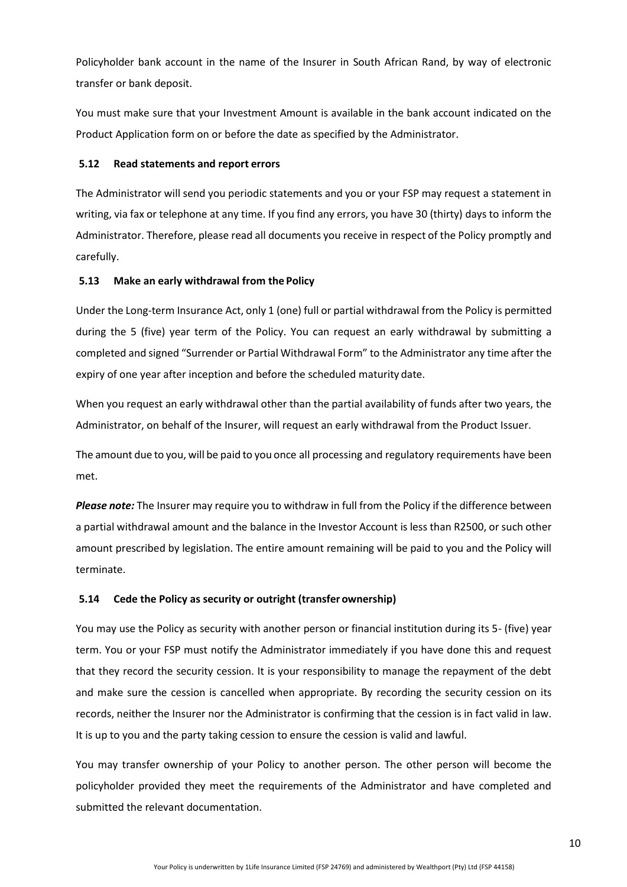Policyholder bank account in the name of the Insurer in South African Rand, by way of electronic transfer or bank deposit.

You must make sure that your Investment Amount is available in the bank account indicated on the Product Application form on or before the date as specified by the Administrator.

### 5.12 Read statements and report errors

The Administrator will send you periodic statements and you or your FSP may request a statement in writing, via fax or telephone at any time. If you find any errors, you have 30 (thirty) days to inform the Administrator. Therefore, please read all documents you receive in respect of the Policy promptly and carefully.

### 5.13 Make an early withdrawal from the Policy

Under the Long-term Insurance Act, only 1 (one) full or partial withdrawal from the Policy is permitted during the 5 (five) year term of the Policy. You can request an early withdrawal by submitting a completed and signed "Surrender or Partial Withdrawal Form" to the Administrator any time after the expiry of one year after inception and before the scheduled maturity date.

When you request an early withdrawal other than the partial availability of funds after two years, the Administrator, on behalf of the Insurer, will request an early withdrawal from the Product Issuer.

The amount due to you, will be paid to you once all processing and regulatory requirements have been met.

***Please note:*** The Insurer may require you to withdraw in full from the Policy if the difference between a partial withdrawal amount and the balance in the Investor Account is less than R2500, or such other amount prescribed by legislation. The entire amount remaining will be paid to you and the Policy will terminate.

### 5.14 Cede the Policy as security or outright (transfer ownership)

You may use the Policy as security with another person or financial institution during its 5- (five) year term. You or your FSP must notify the Administrator immediately if you have done this and request that they record the security cession. It is your responsibility to manage the repayment of the debt and make sure the cession is cancelled when appropriate. By recording the security cession on its records, neither the Insurer nor the Administrator is confirming that the cession is in fact valid in law. It is up to you and the party taking cession to ensure the cession is valid and lawful.

You may transfer ownership of your Policy to another person. The other person will become the policyholder provided they meet the requirements of the Administrator and have completed and submitted the relevant documentation.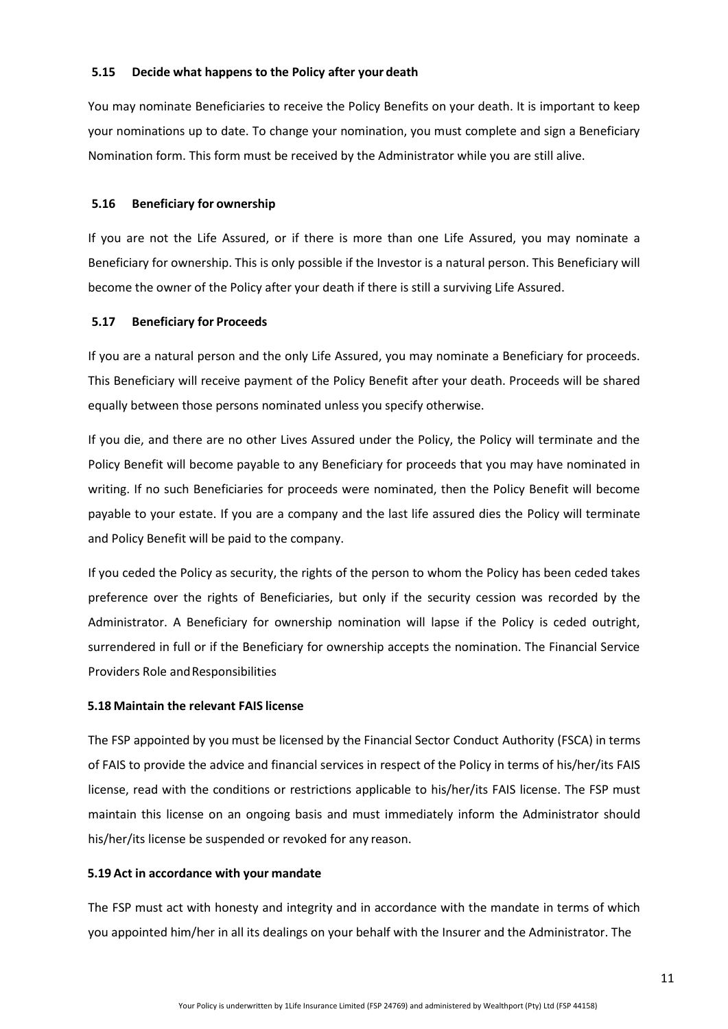### 5.15 Decide what happens to the Policy after your death

You may nominate Beneficiaries to receive the Policy Benefits on your death. It is important to keep your nominations up to date. To change your nomination, you must complete and sign a Beneficiary Nomination form. This form must be received by the Administrator while you are still alive.

### 5.16 Beneficiary for ownership

If you are not the Life Assured, or if there is more than one Life Assured, you may nominate a Beneficiary for ownership. This is only possible if the Investor is a natural person. This Beneficiary will become the owner of the Policy after your death if there is still a surviving Life Assured.

### 5.17 Beneficiary for Proceeds

If you are a natural person and the only Life Assured, you may nominate a Beneficiary for proceeds. This Beneficiary will receive payment of the Policy Benefit after your death. Proceeds will be shared equally between those persons nominated unless you specify otherwise.

If you die, and there are no other Lives Assured under the Policy, the Policy will terminate and the Policy Benefit will become payable to any Beneficiary for proceeds that you may have nominated in writing. If no such Beneficiaries for proceeds were nominated, then the Policy Benefit will become payable to your estate. If you are a company and the last life assured dies the Policy will terminate and Policy Benefit will be paid to the company.

If you ceded the Policy as security, the rights of the person to whom the Policy has been ceded takes preference over the rights of Beneficiaries, but only if the security cession was recorded by the Administrator. A Beneficiary for ownership nomination will lapse if the Policy is ceded outright, surrendered in full or if the Beneficiary for ownership accepts the nomination. The Financial Service Providers Role and Responsibilities

### 5.18 Maintain the relevant FAIS license

The FSP appointed by you must be licensed by the Financial Sector Conduct Authority (FSCA) in terms of FAIS to provide the advice and financial services in respect of the Policy in terms of his/her/its FAIS license, read with the conditions or restrictions applicable to his/her/its FAIS license. The FSP must maintain this license on an ongoing basis and must immediately inform the Administrator should his/her/its license be suspended or revoked for any reason.

### 5.19 Act in accordance with your mandate

The FSP must act with honesty and integrity and in accordance with the mandate in terms of which you appointed him/her in all its dealings on your behalf with the Insurer and the Administrator. The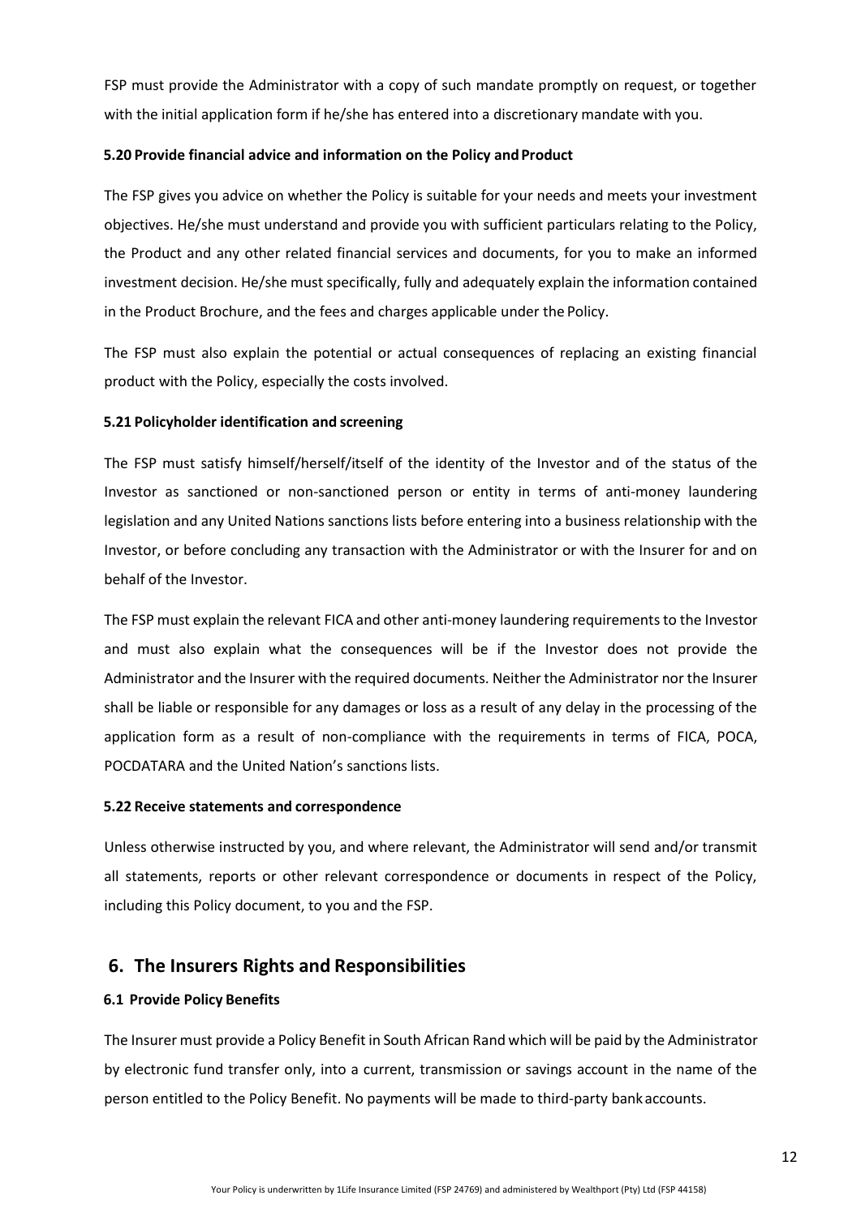FSP must provide the Administrator with a copy of such mandate promptly on request, or together with the initial application form if he/she has entered into a discretionary mandate with you.

### 5.20 Provide financial advice and information on the Policy and Product

The FSP gives you advice on whether the Policy is suitable for your needs and meets your investment objectives. He/she must understand and provide you with sufficient particulars relating to the Policy, the Product and any other related financial services and documents, for you to make an informed investment decision. He/she must specifically, fully and adequately explain the information contained in the Product Brochure, and the fees and charges applicable under the Policy.

The FSP must also explain the potential or actual consequences of replacing an existing financial product with the Policy, especially the costs involved.

### 5.21 Policyholder identification and screening

The FSP must satisfy himself/herself/itself of the identity of the Investor and of the status of the Investor as sanctioned or non-sanctioned person or entity in terms of anti-money laundering legislation and any United Nations sanctions lists before entering into a business relationship with the Investor, or before concluding any transaction with the Administrator or with the Insurer for and on behalf of the Investor.

The FSP must explain the relevant FICA and other anti-money laundering requirements to the Investor and must also explain what the consequences will be if the Investor does not provide the Administrator and the Insurer with the required documents. Neither the Administrator nor the Insurer shall be liable or responsible for any damages or loss as a result of any delay in the processing of the application form as a result of non-compliance with the requirements in terms of FICA, POCA, POCDATARA and the United Nation's sanctions lists.

### 5.22 Receive statements and correspondence

Unless otherwise instructed by you, and where relevant, the Administrator will send and/or transmit all statements, reports or other relevant correspondence or documents in respect of the Policy, including this Policy document, to you and the FSP.

## 6. The Insurers Rights and Responsibilities

### 6.1 Provide Policy Benefits

The Insurer must provide a Policy Benefit in South African Rand which will be paid by the Administrator by electronic fund transfer only, into a current, transmission or savings account in the name of the person entitled to the Policy Benefit. No payments will be made to third-party bank accounts.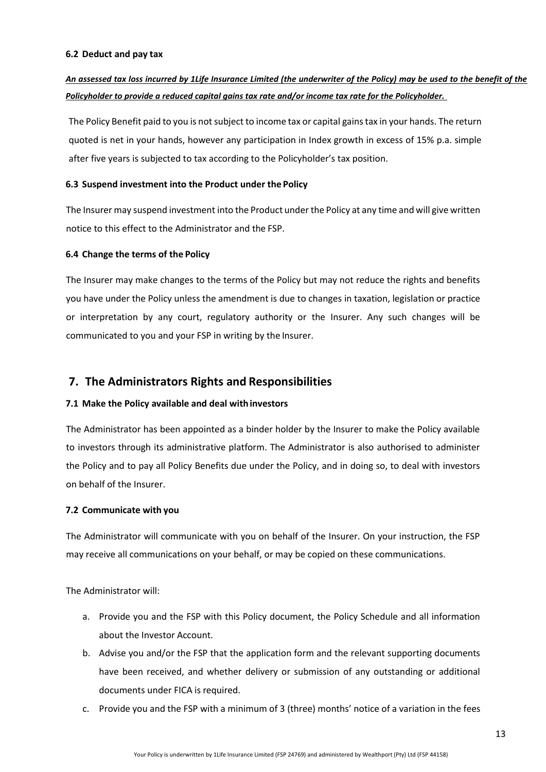### 6.2 Deduct and pay tax

***An assessed tax loss incurred by 1Life Insurance Limited (the underwriter of the Policy) may be used to the benefit of the Policyholder to provide a reduced capital gains tax rate and/or income tax rate for the Policyholder.***

The Policy Benefit paid to you is not subject to income tax or capital gains tax in your hands. The return quoted is net in your hands, however any participation in Index growth in excess of 15% p.a. simple after five years is subjected to tax according to the Policyholder's tax position.

### 6.3 Suspend investment into the Product under the Policy

The Insurer may suspend investment into the Product under the Policy at any time and will give written notice to this effect to the Administrator and the FSP.

### 6.4 Change the terms of the Policy

The Insurer may make changes to the terms of the Policy but may not reduce the rights and benefits you have under the Policy unless the amendment is due to changes in taxation, legislation or practice or interpretation by any court, regulatory authority or the Insurer. Any such changes will be communicated to you and your FSP in writing by the Insurer.

## 7. The Administrators Rights and Responsibilities

### 7.1 Make the Policy available and deal with investors

The Administrator has been appointed as a binder holder by the Insurer to make the Policy available to investors through its administrative platform. The Administrator is also authorised to administer the Policy and to pay all Policy Benefits due under the Policy, and in doing so, to deal with investors on behalf of the Insurer.

### 7.2 Communicate with you

The Administrator will communicate with you on behalf of the Insurer. On your instruction, the FSP may receive all communications on your behalf, or may be copied on these communications.

The Administrator will:

a. Provide you and the FSP with this Policy document, the Policy Schedule and all information about the Investor Account.
b. Advise you and/or the FSP that the application form and the relevant supporting documents have been received, and whether delivery or submission of any outstanding or additional documents under FICA is required.
c. Provide you and the FSP with a minimum of 3 (three) months' notice of a variation in the fees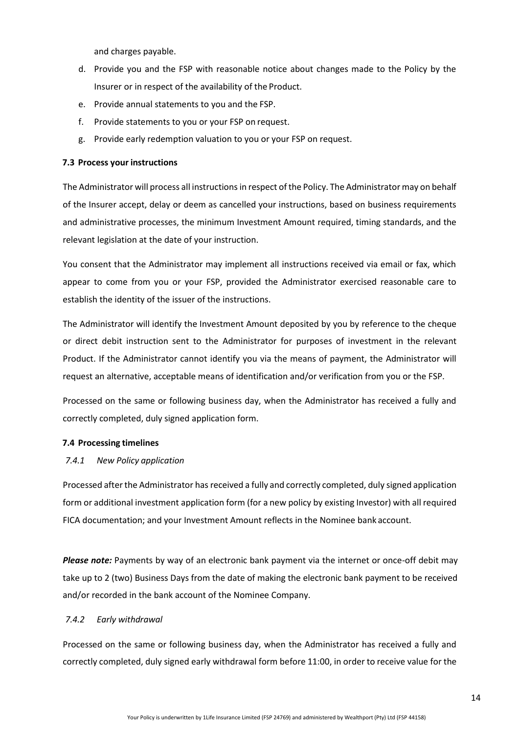and charges payable.

d. Provide you and the FSP with reasonable notice about changes made to the Policy by the Insurer or in respect of the availability of the Product.
e. Provide annual statements to you and the FSP.
f. Provide statements to you or your FSP on request.
g. Provide early redemption valuation to you or your FSP on request.

**7.3 Process your instructions**

The Administrator will process all instructions in respect of the Policy. The Administrator may on behalf of the Insurer accept, delay or deem as cancelled your instructions, based on business requirements and administrative processes, the minimum Investment Amount required, timing standards, and the relevant legislation at the date of your instruction.

You consent that the Administrator may implement all instructions received via email or fax, which appear to come from you or your FSP, provided the Administrator exercised reasonable care to establish the identity of the issuer of the instructions.

The Administrator will identify the Investment Amount deposited by you by reference to the cheque or direct debit instruction sent to the Administrator for purposes of investment in the relevant Product. If the Administrator cannot identify you via the means of payment, the Administrator will request an alternative, acceptable means of identification and/or verification from you or the FSP.

Processed on the same or following business day, when the Administrator has received a fully and correctly completed, duly signed application form.

**7.4 Processing timelines**

*7.4.1 New Policy application*

Processed after the Administrator has received a fully and correctly completed, duly signed application form or additional investment application form (for a new policy by existing Investor) with all required FICA documentation; and your Investment Amount reflects in the Nominee bank account.

***Please note:*** Payments by way of an electronic bank payment via the internet or once-off debit may take up to 2 (two) Business Days from the date of making the electronic bank payment to be received and/or recorded in the bank account of the Nominee Company.

*7.4.2 Early withdrawal*

Processed on the same or following business day, when the Administrator has received a fully and correctly completed, duly signed early withdrawal form before 11:00, in order to receive value for the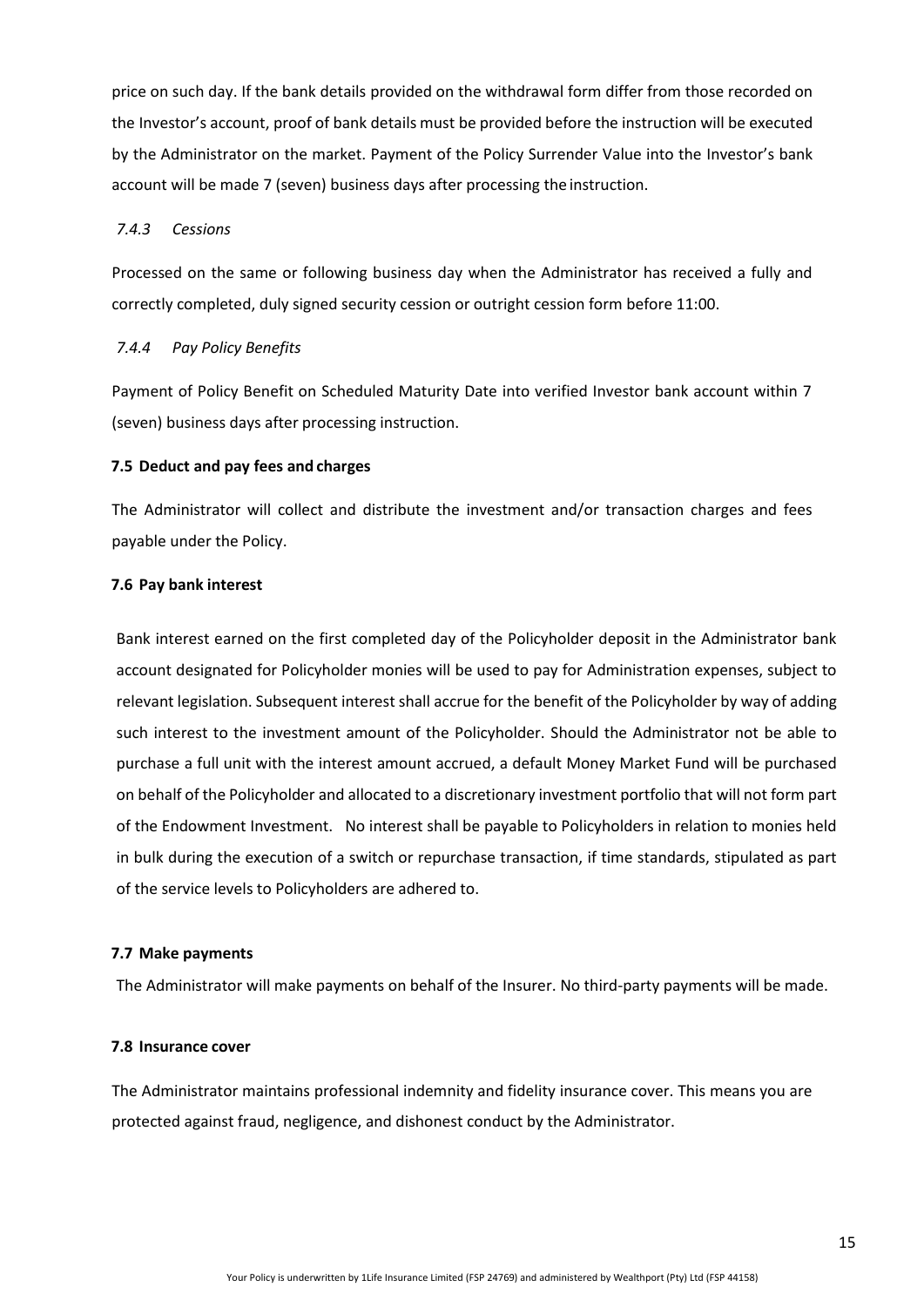price on such day. If the bank details provided on the withdrawal form differ from those recorded on the Investor's account, proof of bank details must be provided before the instruction will be executed by the Administrator on the market. Payment of the Policy Surrender Value into the Investor's bank account will be made 7 (seven) business days after processing the instruction.

#### *7.4.3 Cessions*

Processed on the same or following business day when the Administrator has received a fully and correctly completed, duly signed security cession or outright cession form before 11:00.

#### *7.4.4 Pay Policy Benefits*

Payment of Policy Benefit on Scheduled Maturity Date into verified Investor bank account within 7 (seven) business days after processing instruction.

### 7.5 Deduct and pay fees and charges

The Administrator will collect and distribute the investment and/or transaction charges and fees payable under the Policy.

### 7.6 Pay bank interest

Bank interest earned on the first completed day of the Policyholder deposit in the Administrator bank account designated for Policyholder monies will be used to pay for Administration expenses, subject to relevant legislation. Subsequent interest shall accrue for the benefit of the Policyholder by way of adding such interest to the investment amount of the Policyholder. Should the Administrator not be able to purchase a full unit with the interest amount accrued, a default Money Market Fund will be purchased on behalf of the Policyholder and allocated to a discretionary investment portfolio that will not form part of the Endowment Investment. No interest shall be payable to Policyholders in relation to monies held in bulk during the execution of a switch or repurchase transaction, if time standards, stipulated as part of the service levels to Policyholders are adhered to.

### 7.7 Make payments

The Administrator will make payments on behalf of the Insurer. No third-party payments will be made.

### 7.8 Insurance cover

The Administrator maintains professional indemnity and fidelity insurance cover. This means you are protected against fraud, negligence, and dishonest conduct by the Administrator.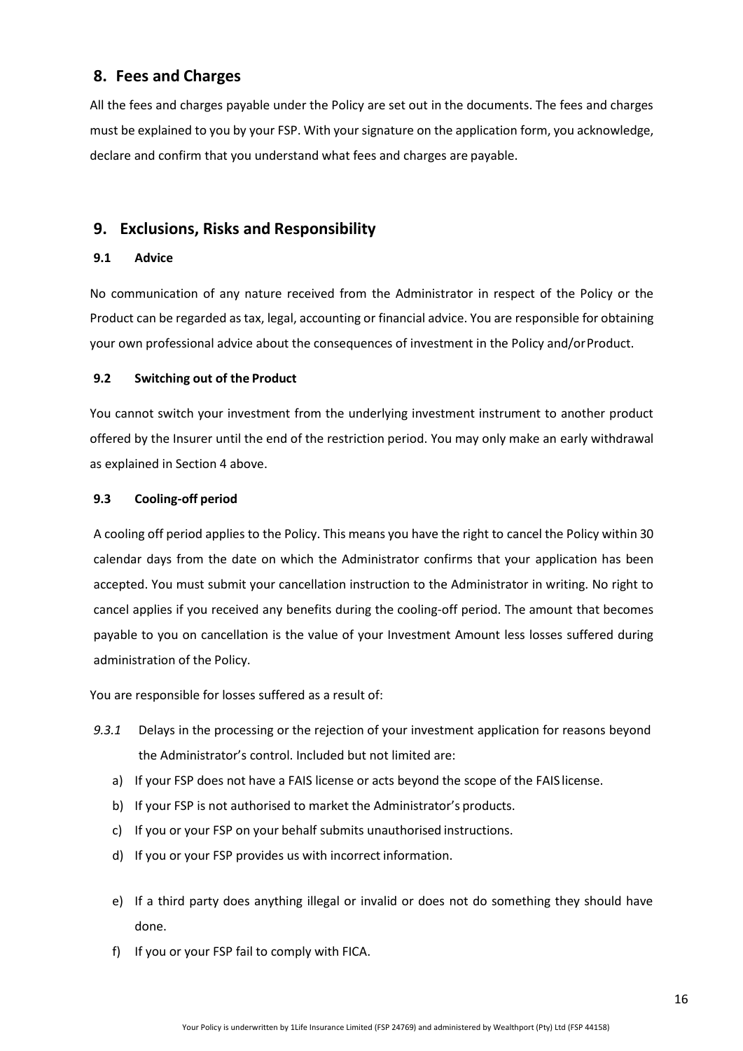## 8. Fees and Charges

All the fees and charges payable under the Policy are set out in the documents. The fees and charges must be explained to you by your FSP. With your signature on the application form, you acknowledge, declare and confirm that you understand what fees and charges are payable.

## 9. Exclusions, Risks and Responsibility

### 9.1 Advice

No communication of any nature received from the Administrator in respect of the Policy or the Product can be regarded as tax, legal, accounting or financial advice. You are responsible for obtaining your own professional advice about the consequences of investment in the Policy and/or Product.

### 9.2 Switching out of the Product

You cannot switch your investment from the underlying investment instrument to another product offered by the Insurer until the end of the restriction period. You may only make an early withdrawal as explained in Section 4 above.

### 9.3 Cooling-off period

A cooling off period applies to the Policy. This means you have the right to cancel the Policy within 30 calendar days from the date on which the Administrator confirms that your application has been accepted. You must submit your cancellation instruction to the Administrator in writing. No right to cancel applies if you received any benefits during the cooling-off period. The amount that becomes payable to you on cancellation is the value of your Investment Amount less losses suffered during administration of the Policy.

You are responsible for losses suffered as a result of:

*9.3.1* Delays in the processing or the rejection of your investment application for reasons beyond the Administrator's control. Included but not limited are:

a) If your FSP does not have a FAIS license or acts beyond the scope of the FAIS license.
b) If your FSP is not authorised to market the Administrator's products.
c) If you or your FSP on your behalf submits unauthorised instructions.
d) If you or your FSP provides us with incorrect information.
e) If a third party does anything illegal or invalid or does not do something they should have done.
f) If you or your FSP fail to comply with FICA.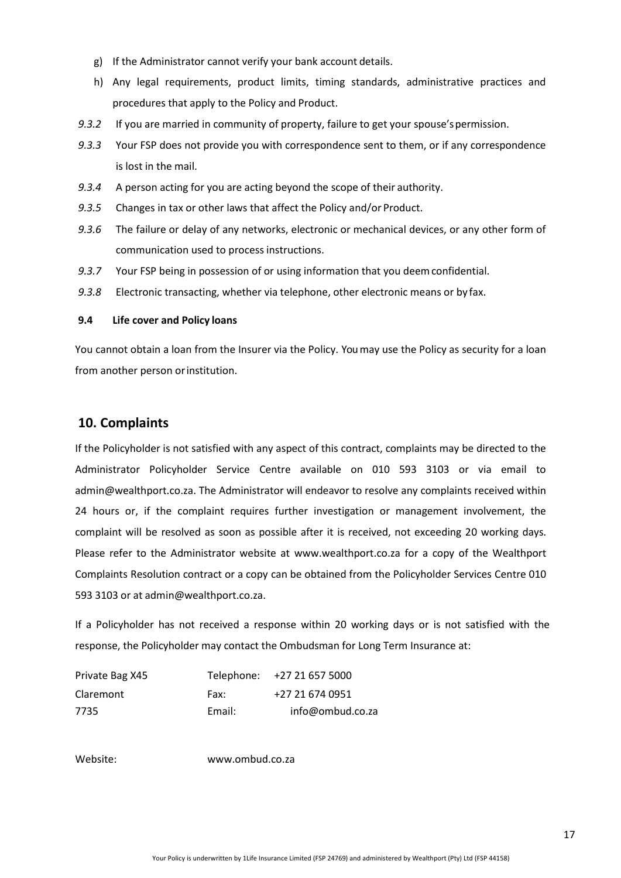g) If the Administrator cannot verify your bank account details.

h) Any legal requirements, product limits, timing standards, administrative practices and procedures that apply to the Policy and Product.

*9.3.2* If you are married in community of property, failure to get your spouse's permission.

*9.3.3* Your FSP does not provide you with correspondence sent to them, or if any correspondence is lost in the mail.

*9.3.4* A person acting for you are acting beyond the scope of their authority.

*9.3.5* Changes in tax or other laws that affect the Policy and/or Product.

*9.3.6* The failure or delay of any networks, electronic or mechanical devices, or any other form of communication used to process instructions.

*9.3.7* Your FSP being in possession of or using information that you deem confidential.

*9.3.8* Electronic transacting, whether via telephone, other electronic means or by fax.

**9.4 Life cover and Policy loans**

You cannot obtain a loan from the Insurer via the Policy. You may use the Policy as security for a loan from another person or institution.

## 10. Complaints

If the Policyholder is not satisfied with any aspect of this contract, complaints may be directed to the Administrator Policyholder Service Centre available on 010 593 3103 or via email to admin@wealthport.co.za. The Administrator will endeavor to resolve any complaints received within 24 hours or, if the complaint requires further investigation or management involvement, the complaint will be resolved as soon as possible after it is received, not exceeding 20 working days. Please refer to the Administrator website at www.wealthport.co.za for a copy of the Wealthport Complaints Resolution contract or a copy can be obtained from the Policyholder Services Centre 010 593 3103 or at admin@wealthport.co.za.

If a Policyholder has not received a response within 20 working days or is not satisfied with the response, the Policyholder may contact the Ombudsman for Long Term Insurance at:

| | | |
|---|---|---|
| Private Bag X45 | Telephone: | +27 21 657 5000 |
| Claremont | Fax: | +27 21 674 0951 |
| 7735 | Email: | info@ombud.co.za |

Website: www.ombud.co.za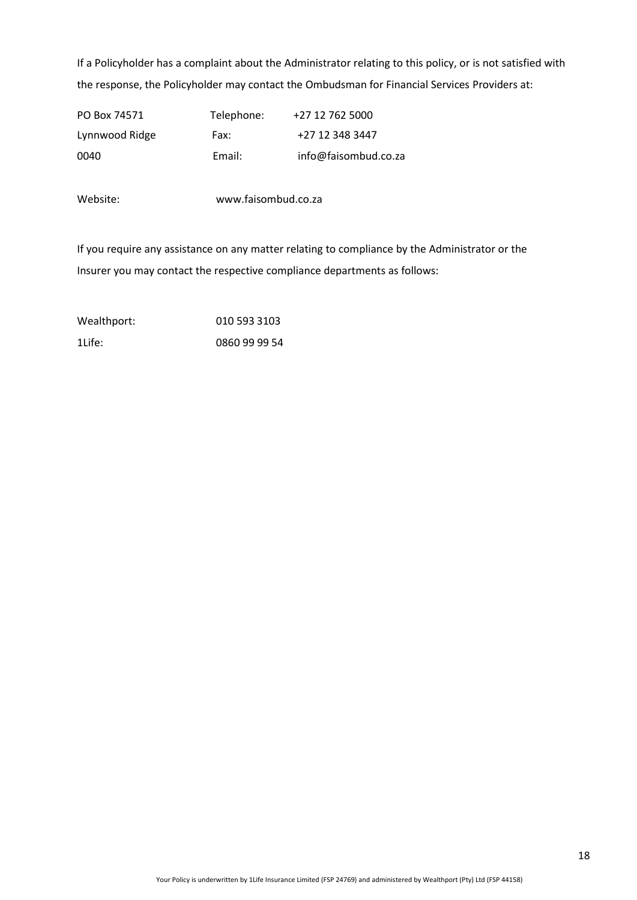If a Policyholder has a complaint about the Administrator relating to this policy, or is not satisfied with the response, the Policyholder may contact the Ombudsman for Financial Services Providers at:

| | | |
|---|---|---|
| PO Box 74571 | Telephone: | +27 12 762 5000 |
| Lynnwood Ridge | Fax: | +27 12 348 3447 |
| 0040 | Email: | info@faisombud.co.za |

Website: www.faisombud.co.za

If you require any assistance on any matter relating to compliance by the Administrator or the Insurer you may contact the respective compliance departments as follows:

| | |
|---|---|
| Wealthport: | 010 593 3103 |
| 1Life: | 0860 99 99 54 |

Your Policy is underwritten by 1Life Insurance Limited (FSP 24769) and administered by Wealthport (Pty) Ltd (FSP 44158)